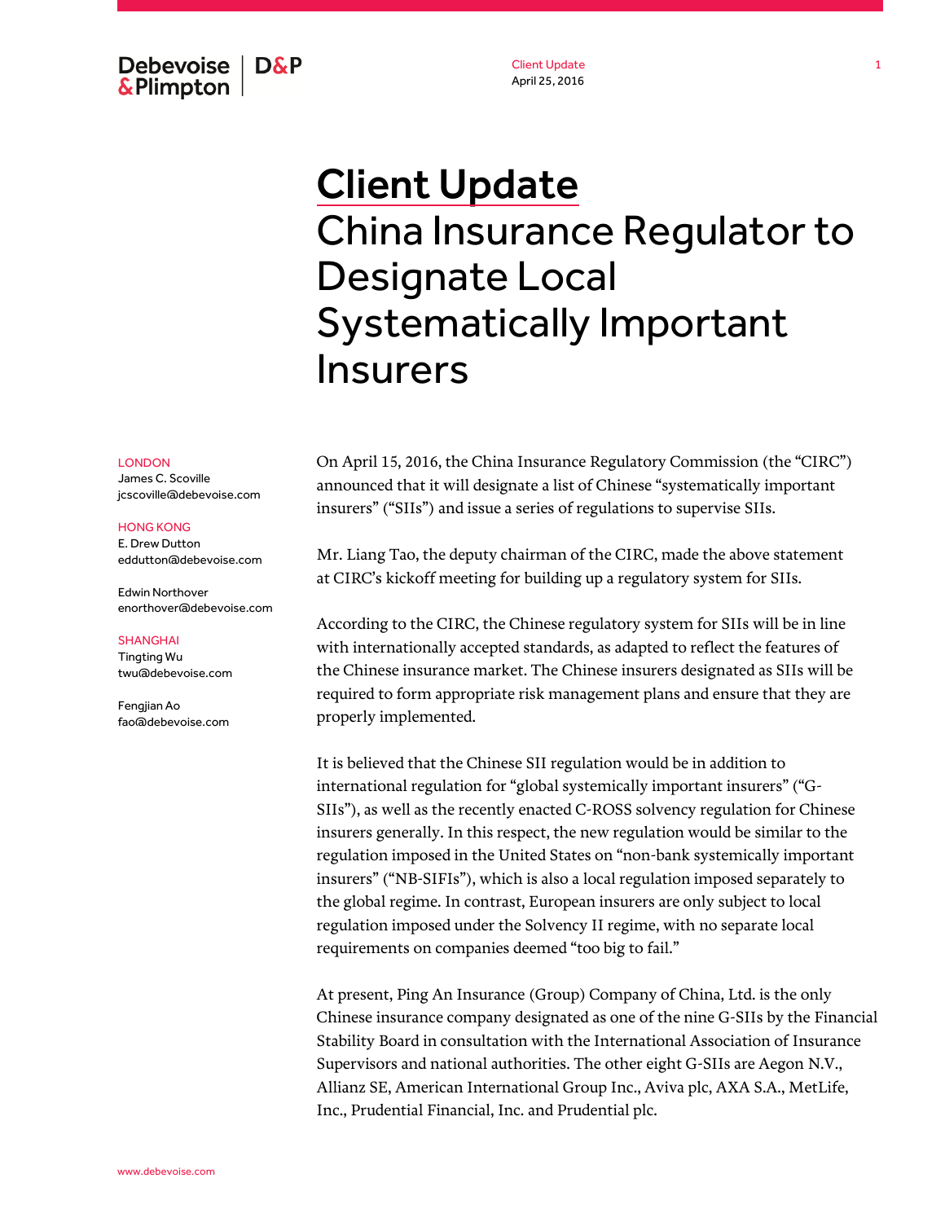Debevoise & Plimpton | D&P

Client Update
April 25, 2016

# Client Update
# China Insurance Regulator to Designate Local Systematically Important Insurers

LONDON
James C. Scoville
jcscoville@debevoise.com

HONG KONG
E. Drew Dutton
eddutton@debevoise.com

Edwin Northover
enorthover@debevoise.com

SHANGHAI
Tingting Wu
twu@debevoise.com

Fengjian Ao
fao@debevoise.com

On April 15, 2016, the China Insurance Regulatory Commission (the "CIRC") announced that it will designate a list of Chinese "systematically important insurers" ("SIIs") and issue a series of regulations to supervise SIIs.

Mr. Liang Tao, the deputy chairman of the CIRC, made the above statement at CIRC's kickoff meeting for building up a regulatory system for SIIs.

According to the CIRC, the Chinese regulatory system for SIIs will be in line with internationally accepted standards, as adapted to reflect the features of the Chinese insurance market. The Chinese insurers designated as SIIs will be required to form appropriate risk management plans and ensure that they are properly implemented.

It is believed that the Chinese SII regulation would be in addition to international regulation for "global systemically important insurers" ("G-SIIs"), as well as the recently enacted C-ROSS solvency regulation for Chinese insurers generally. In this respect, the new regulation would be similar to the regulation imposed in the United States on "non-bank systemically important insurers" ("NB-SIFIs"), which is also a local regulation imposed separately to the global regime. In contrast, European insurers are only subject to local regulation imposed under the Solvency II regime, with no separate local requirements on companies deemed "too big to fail."

At present, Ping An Insurance (Group) Company of China, Ltd. is the only Chinese insurance company designated as one of the nine G-SIIs by the Financial Stability Board in consultation with the International Association of Insurance Supervisors and national authorities. The other eight G-SIIs are Aegon N.V., Allianz SE, American International Group Inc., Aviva plc, AXA S.A., MetLife, Inc., Prudential Financial, Inc. and Prudential plc.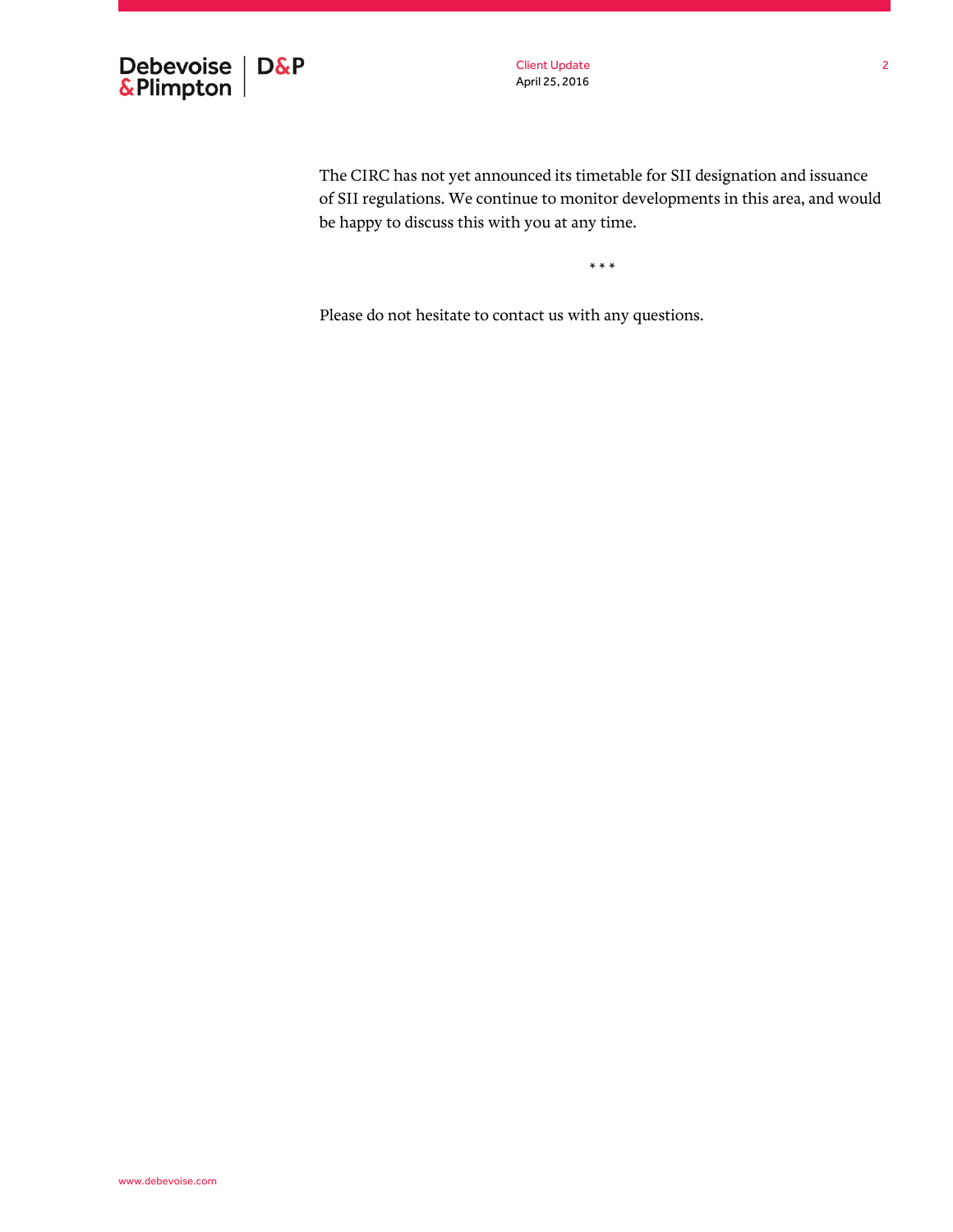The CIRC has not yet announced its timetable for SII designation and issuance of SII regulations. We continue to monitor developments in this area, and would be happy to discuss this with you at any time.

\* \* \*

Please do not hesitate to contact us with any questions.